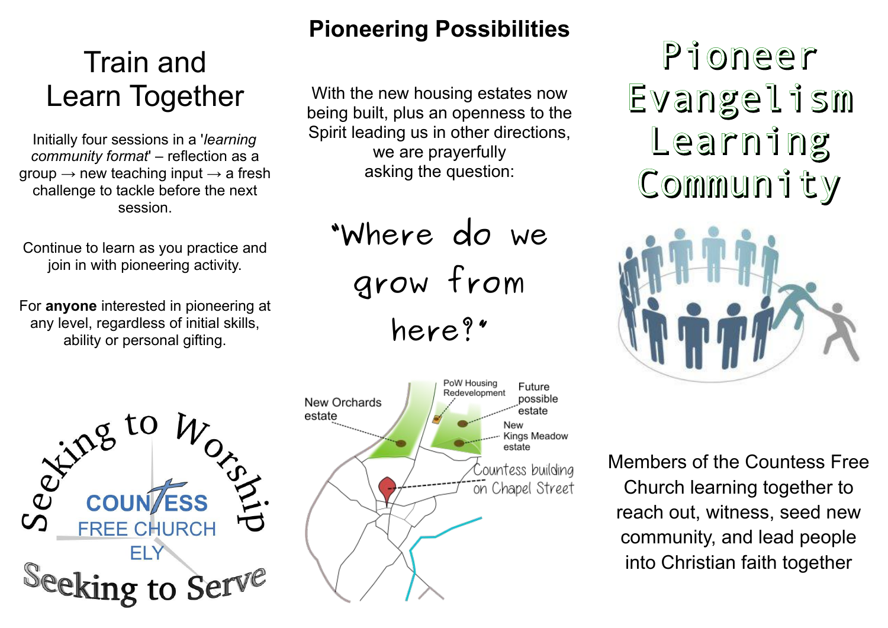# Train and Learn Together

Initially four sessions in a '*learning community format*' – reflection as a group → new teaching input → a fresh challenge to tackle before the next session.

Continue to learn as you practice and join in with pioneering activity.

For **anyone** interested in pioneering at any level, regardless of initial skills, ability or personal gifting.

Seeking to Worship

COUNTESS FREE CHURCH ELY

Seeking to Serve

## Pioneering Possibilities

With the new housing estates now being built, plus an openness to the Spirit leading us in other directions, we are prayerfully asking the question:

"Where do we grow from here?"

New Orchards estate

PoW Housing Redevelopment

Future possible estate

New Kings Meadow estate

Countess building on Chapel Street

# Pioneer Evangelism Learning Community

Members of the Countess Free Church learning together to reach out, witness, seed new community, and lead people into Christian faith together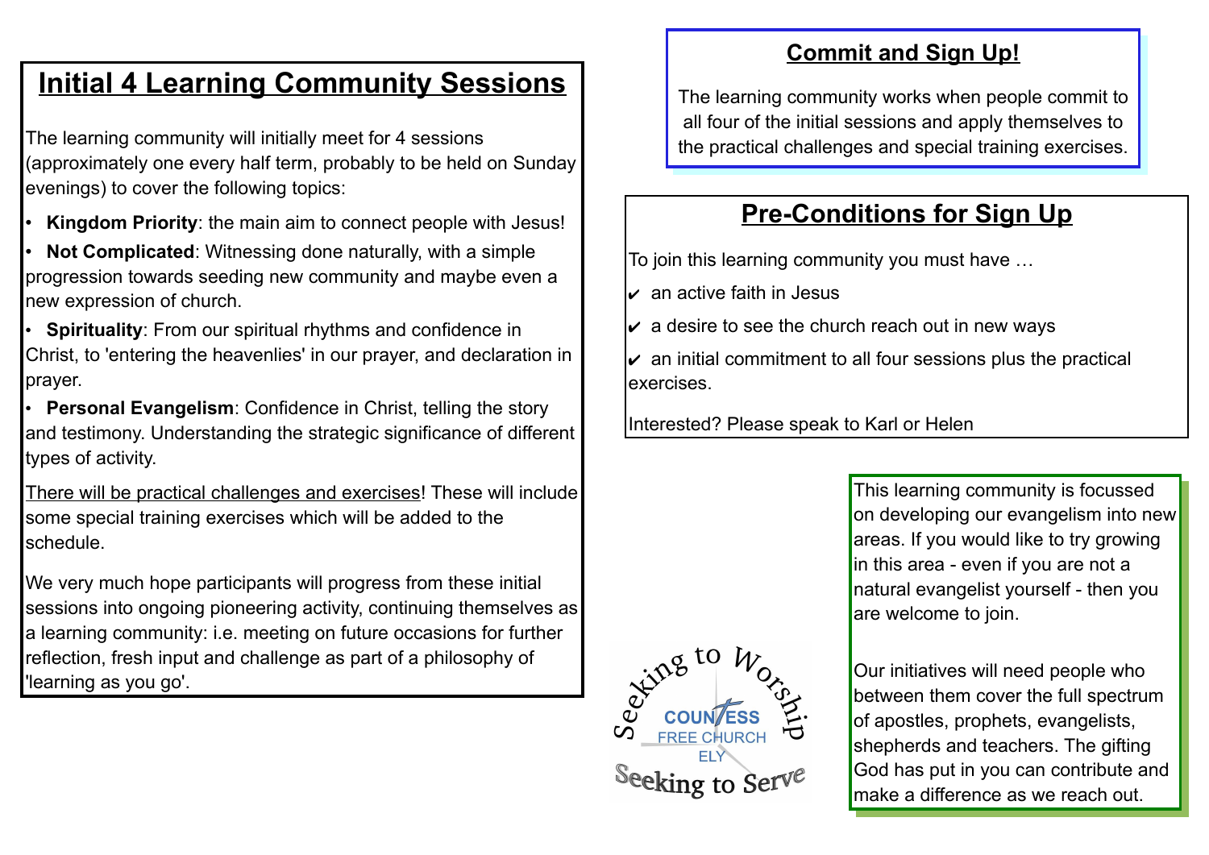## Initial 4 Learning Community Sessions

The learning community will initially meet for 4 sessions (approximately one every half term, probably to be held on Sunday evenings) to cover the following topics:

- **Kingdom Priority**: the main aim to connect people with Jesus!
- **Not Complicated**: Witnessing done naturally, with a simple progression towards seeding new community and maybe even a new expression of church.
- **Spirituality**: From our spiritual rhythms and confidence in Christ, to 'entering the heavenlies' in our prayer, and declaration in prayer.
- **Personal Evangelism**: Confidence in Christ, telling the story and testimony. Understanding the strategic significance of different types of activity.

There will be practical challenges and exercises! These will include some special training exercises which will be added to the schedule.

We very much hope participants will progress from these initial sessions into ongoing pioneering activity, continuing themselves as a learning community: i.e. meeting on future occasions for further reflection, fresh input and challenge as part of a philosophy of 'learning as you go'.

## Commit and Sign Up!

The learning community works when people commit to all four of the initial sessions and apply themselves to the practical challenges and special training exercises.

## Pre-Conditions for Sign Up

To join this learning community you must have …

- ✔ an active faith in Jesus
- ✔ a desire to see the church reach out in new ways
- ✔ an initial commitment to all four sessions plus the practical exercises.

Interested? Please speak to Karl or Helen

This learning community is focussed on developing our evangelism into new areas. If you would like to try growing in this area - even if you are not a natural evangelist yourself - then you are welcome to join.

Our initiatives will need people who between them cover the full spectrum of apostles, prophets, evangelists, shepherds and teachers. The gifting God has put in you can contribute and make a difference as we reach out.

Seeking to Worship
COUNTESS FREE CHURCH ELY
Seeking to Serve